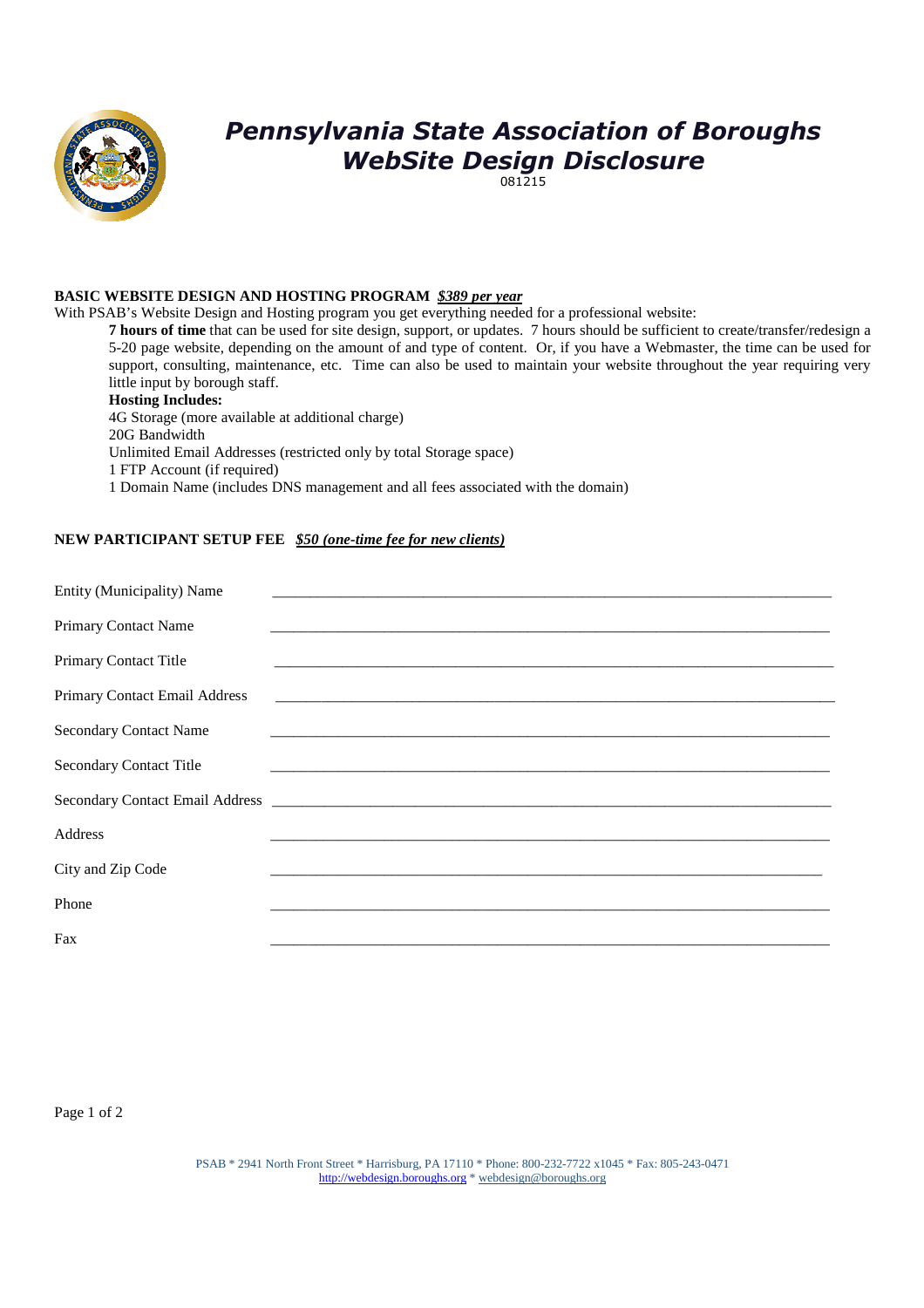# *Pennsylvania State Association of Boroughs*
# *WebSite Design Disclosure*

081215

**BASIC WEBSITE DESIGN AND HOSTING PROGRAM** ***$389 per year***

With PSAB's Website Design and Hosting program you get everything needed for a professional website:

**7 hours of time** that can be used for site design, support, or updates. 7 hours should be sufficient to create/transfer/redesign a 5-20 page website, depending on the amount of and type of content. Or, if you have a Webmaster, the time can be used for support, consulting, maintenance, etc. Time can also be used to maintain your website throughout the year requiring very little input by borough staff.

**Hosting Includes:**

4G Storage (more available at additional charge)
20G Bandwidth
Unlimited Email Addresses (restricted only by total Storage space)
1 FTP Account (if required)
1 Domain Name (includes DNS management and all fees associated with the domain)

**NEW PARTICIPANT SETUP FEE** ***$50 (one-time fee for new clients)***

Entity (Municipality) Name ____________________________________________

Primary Contact Name ____________________________________________

Primary Contact Title ____________________________________________

Primary Contact Email Address ____________________________________________

Secondary Contact Name ____________________________________________

Secondary Contact Title ____________________________________________

Secondary Contact Email Address ____________________________________________

Address ____________________________________________

City and Zip Code ____________________________________________

Phone ____________________________________________

Fax ____________________________________________

PSAB * 2941 North Front Street * Harrisburg, PA 17110 * Phone: 800-232-7722 x1045 * Fax: 805-243-0471
http://webdesign.boroughs.org * webdesign@boroughs.org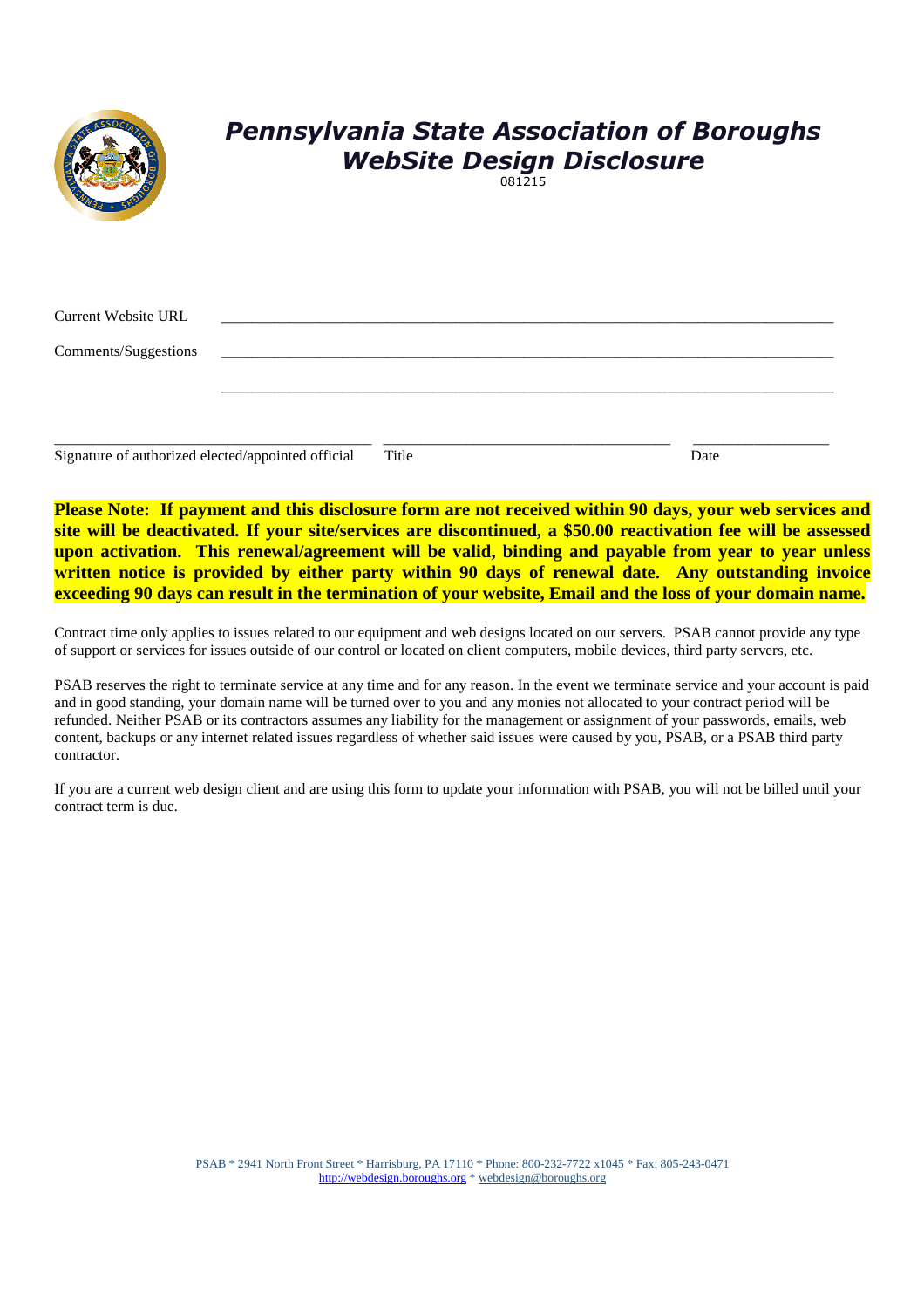# *Pennsylvania State Association of Boroughs*
# *WebSite Design Disclosure*

081215

Current Website URL ____________________________________________

Comments/Suggestions ____________________________________________

____________________________________________

______________________________ ______________________________ ______________

Signature of authorized elected/appointed official Title Date

**Please Note: If payment and this disclosure form are not received within 90 days, your web services and site will be deactivated. If your site/services are discontinued, a $50.00 reactivation fee will be assessed upon activation. This renewal/agreement will be valid, binding and payable from year to year unless written notice is provided by either party within 90 days of renewal date. Any outstanding invoice exceeding 90 days can result in the termination of your website, Email and the loss of your domain name.**

Contract time only applies to issues related to our equipment and web designs located on our servers. PSAB cannot provide any type of support or services for issues outside of our control or located on client computers, mobile devices, third party servers, etc.

PSAB reserves the right to terminate service at any time and for any reason. In the event we terminate service and your account is paid and in good standing, your domain name will be turned over to you and any monies not allocated to your contract period will be refunded. Neither PSAB or its contractors assumes any liability for the management or assignment of your passwords, emails, web content, backups or any internet related issues regardless of whether said issues were caused by you, PSAB, or a PSAB third party contractor.

If you are a current web design client and are using this form to update your information with PSAB, you will not be billed until your contract term is due.

PSAB * 2941 North Front Street * Harrisburg, PA 17110 * Phone: 800-232-7722 x1045 * Fax: 805-243-0471
http://webdesign.boroughs.org * webdesign@boroughs.org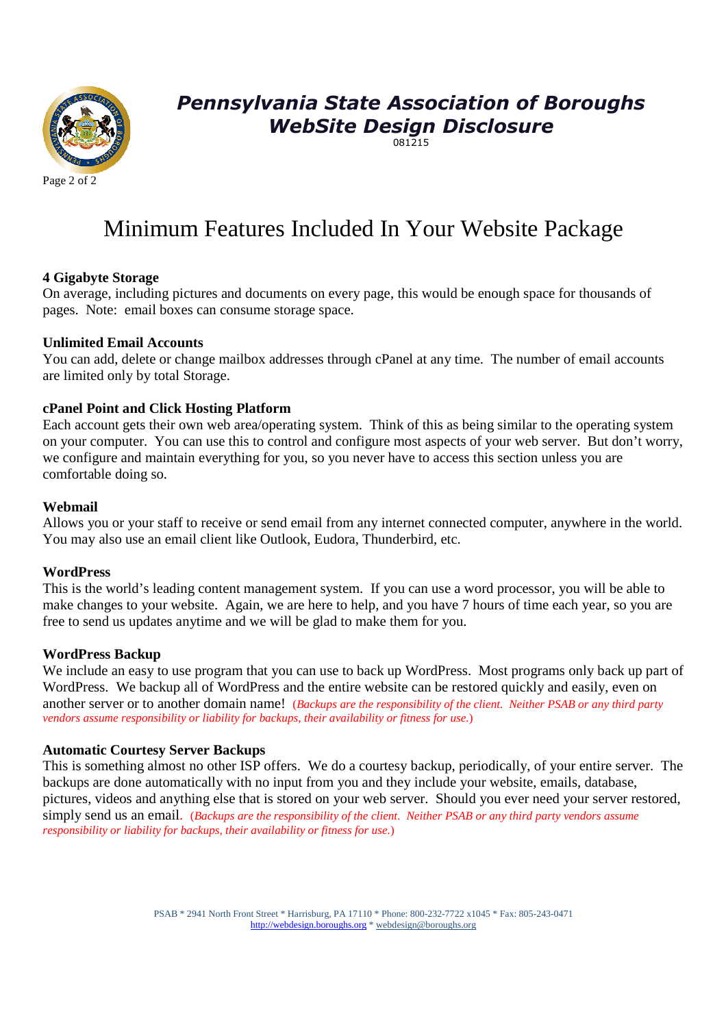# Minimum Features Included In Your Website Package

**4 Gigabyte Storage**
On average, including pictures and documents on every page, this would be enough space for thousands of pages. Note: email boxes can consume storage space.

**Unlimited Email Accounts**
You can add, delete or change mailbox addresses through cPanel at any time. The number of email accounts are limited only by total Storage.

**cPanel Point and Click Hosting Platform**
Each account gets their own web area/operating system. Think of this as being similar to the operating system on your computer. You can use this to control and configure most aspects of your web server. But don't worry, we configure and maintain everything for you, so you never have to access this section unless you are comfortable doing so.

**Webmail**
Allows you or your staff to receive or send email from any internet connected computer, anywhere in the world. You may also use an email client like Outlook, Eudora, Thunderbird, etc.

**WordPress**
This is the world's leading content management system. If you can use a word processor, you will be able to make changes to your website. Again, we are here to help, and you have 7 hours of time each year, so you are free to send us updates anytime and we will be glad to make them for you.

**WordPress Backup**
We include an easy to use program that you can use to back up WordPress. Most programs only back up part of WordPress. We backup all of WordPress and the entire website can be restored quickly and easily, even on another server or to another domain name! (*Backups are the responsibility of the client. Neither PSAB or any third party vendors assume responsibility or liability for backups, their availability or fitness for use.*)

**Automatic Courtesy Server Backups**
This is something almost no other ISP offers. We do a courtesy backup, periodically, of your entire server. The backups are done automatically with no input from you and they include your website, emails, database, pictures, videos and anything else that is stored on your web server. Should you ever need your server restored, simply send us an email. (*Backups are the responsibility of the client. Neither PSAB or any third party vendors assume responsibility or liability for backups, their availability or fitness for use.*)

PSAB * 2941 North Front Street * Harrisburg, PA 17110 * Phone: 800-232-7722 x1045 * Fax: 805-243-0471
http://webdesign.boroughs.org * webdesign@boroughs.org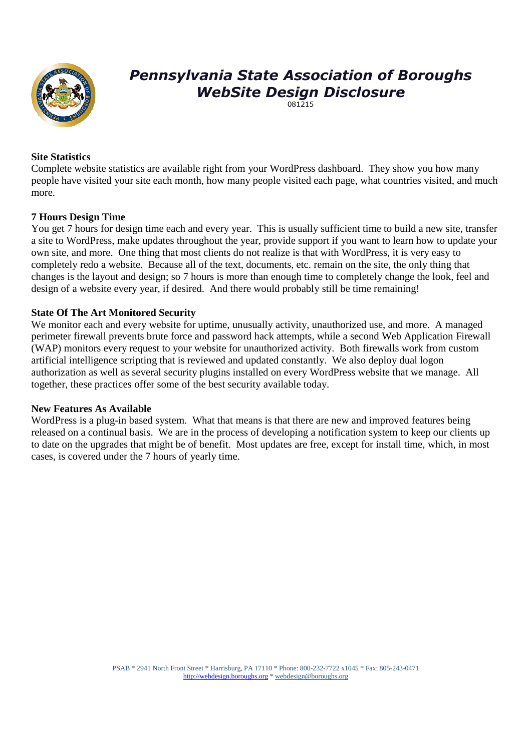# *Pennsylvania State Association of Boroughs WebSite Design Disclosure*

081215

**Site Statistics**

Complete website statistics are available right from your WordPress dashboard. They show you how many people have visited your site each month, how many people visited each page, what countries visited, and much more.

**7 Hours Design Time**

You get 7 hours for design time each and every year. This is usually sufficient time to build a new site, transfer a site to WordPress, make updates throughout the year, provide support if you want to learn how to update your own site, and more. One thing that most clients do not realize is that with WordPress, it is very easy to completely redo a website. Because all of the text, documents, etc. remain on the site, the only thing that changes is the layout and design; so 7 hours is more than enough time to completely change the look, feel and design of a website every year, if desired. And there would probably still be time remaining!

**State Of The Art Monitored Security**

We monitor each and every website for uptime, unusually activity, unauthorized use, and more. A managed perimeter firewall prevents brute force and password hack attempts, while a second Web Application Firewall (WAP) monitors every request to your website for unauthorized activity. Both firewalls work from custom artificial intelligence scripting that is reviewed and updated constantly. We also deploy dual logon authorization as well as several security plugins installed on every WordPress website that we manage. All together, these practices offer some of the best security available today.

**New Features As Available**

WordPress is a plug-in based system. What that means is that there are new and improved features being released on a continual basis. We are in the process of developing a notification system to keep our clients up to date on the upgrades that might be of benefit. Most updates are free, except for install time, which, in most cases, is covered under the 7 hours of yearly time.

PSAB * 2941 North Front Street * Harrisburg, PA 17110 * Phone: 800-232-7722 x1045 * Fax: 805-243-0471
http://webdesign.boroughs.org * webdesign@boroughs.org